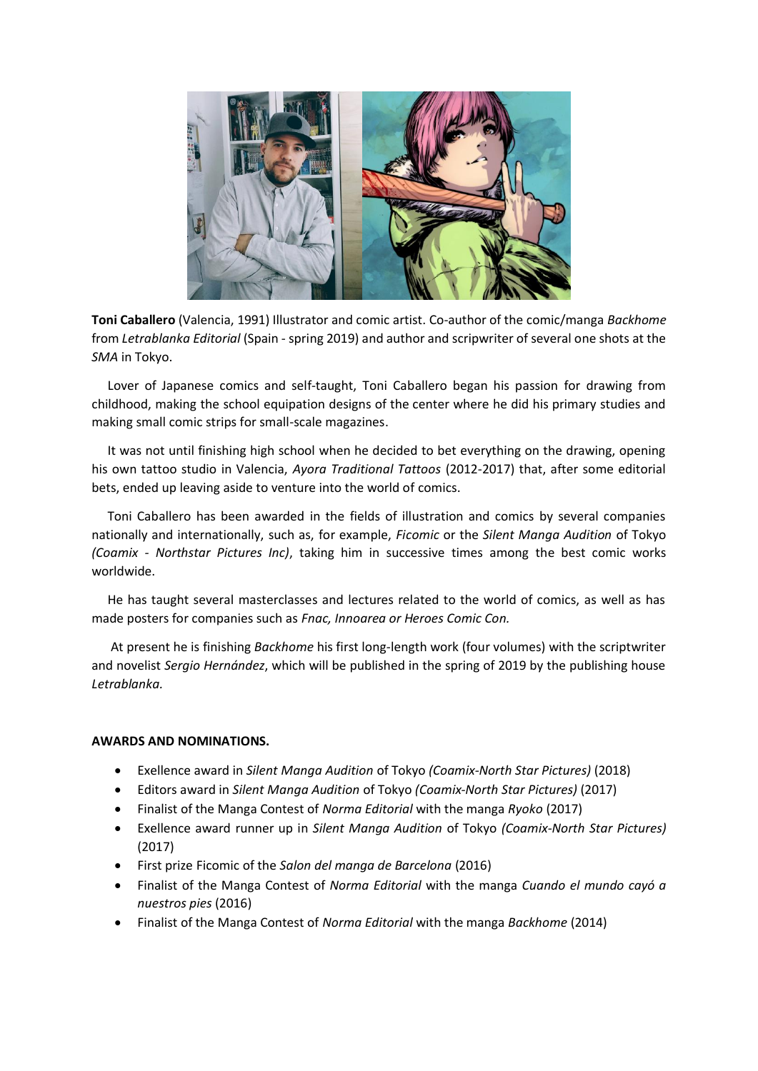**Toni Caballero** (Valencia, 1991) Illustrator and comic artist. Co-author of the comic/manga *Backhome* from *Letrablanka Editorial* (Spain - spring 2019) and author and scripwriter of several one shots at the *SMA* in Tokyo.

Lover of Japanese comics and self-taught, Toni Caballero began his passion for drawing from childhood, making the school equipation designs of the center where he did his primary studies and making small comic strips for small-scale magazines.

It was not until finishing high school when he decided to bet everything on the drawing, opening his own tattoo studio in Valencia, *Ayora Traditional Tattoos* (2012-2017) that, after some editorial bets, ended up leaving aside to venture into the world of comics.

Toni Caballero has been awarded in the fields of illustration and comics by several companies nationally and internationally, such as, for example, *Ficomic* or the *Silent Manga Audition* of Tokyo *(Coamix - Northstar Pictures Inc)*, taking him in successive times among the best comic works worldwide.

He has taught several masterclasses and lectures related to the world of comics, as well as has made posters for companies such as *Fnac, Innoarea or Heroes Comic Con.*

At present he is finishing *Backhome* his first long-length work (four volumes) with the scriptwriter and novelist *Sergio Hernández*, which will be published in the spring of 2019 by the publishing house *Letrablanka.*

**AWARDS AND NOMINATIONS.**

- Exellence award in *Silent Manga Audition* of Tokyo *(Coamix-North Star Pictures)* (2018)
- Editors award in *Silent Manga Audition* of Tokyo *(Coamix-North Star Pictures)* (2017)
- Finalist of the Manga Contest of *Norma Editorial* with the manga *Ryoko* (2017)
- Exellence award runner up in *Silent Manga Audition* of Tokyo *(Coamix-North Star Pictures)* (2017)
- First prize Ficomic of the *Salon del manga de Barcelona* (2016)
- Finalist of the Manga Contest of *Norma Editorial* with the manga *Cuando el mundo cayó a nuestros pies* (2016)
- Finalist of the Manga Contest of *Norma Editorial* with the manga *Backhome* (2014)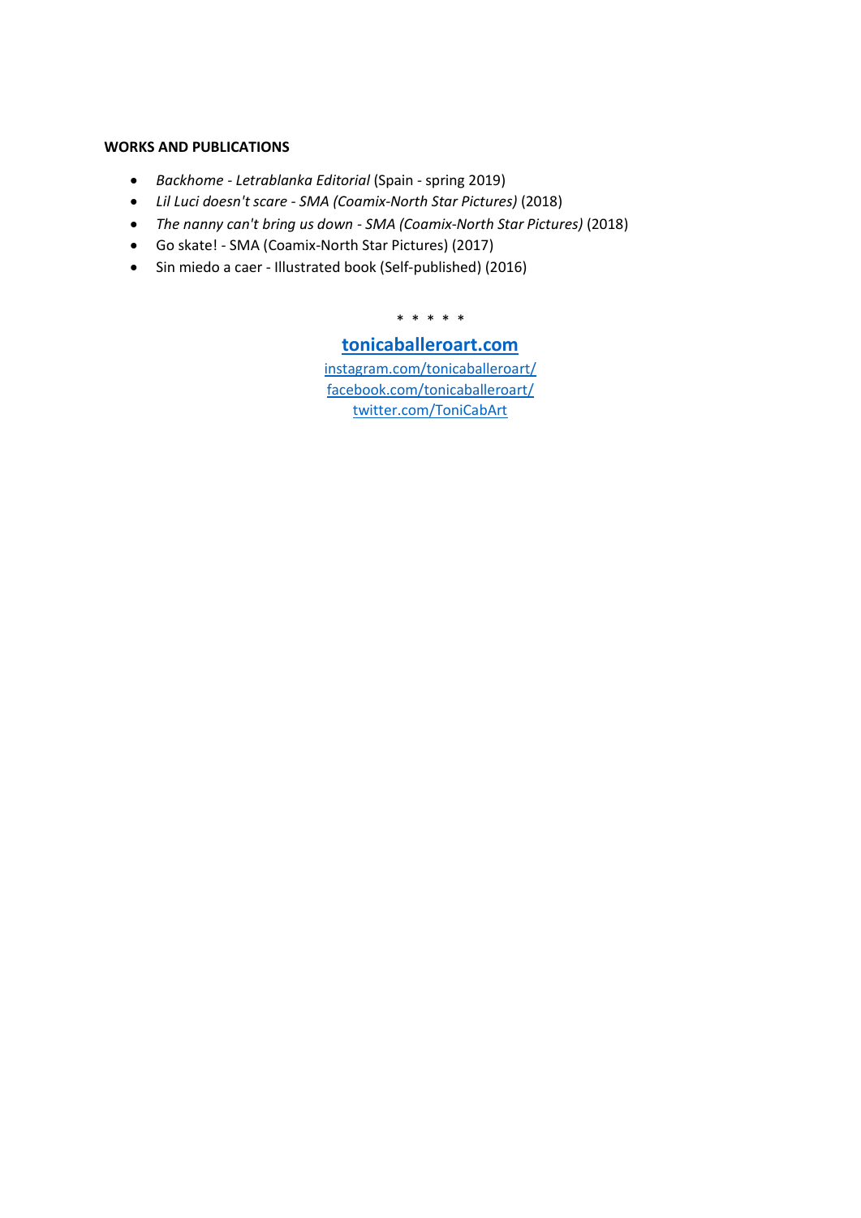**WORKS AND PUBLICATIONS**

- *Backhome - Letrablanka Editorial* (Spain - spring 2019)
- *Lil Luci doesn't scare - SMA (Coamix-North Star Pictures)* (2018)
- *The nanny can't bring us down - SMA (Coamix-North Star Pictures)* (2018)
- Go skate! - SMA (Coamix-North Star Pictures) (2017)
- Sin miedo a caer - Illustrated book (Self-published) (2016)

\* \* \* \* \*

**[tonicaballeroart.com](http://tonicaballeroart.com)**

[instagram.com/tonicaballeroart/](https://instagram.com/tonicaballeroart/)

[facebook.com/tonicaballeroart/](https://facebook.com/tonicaballeroart/)

[twitter.com/ToniCabArt](https://twitter.com/ToniCabArt)